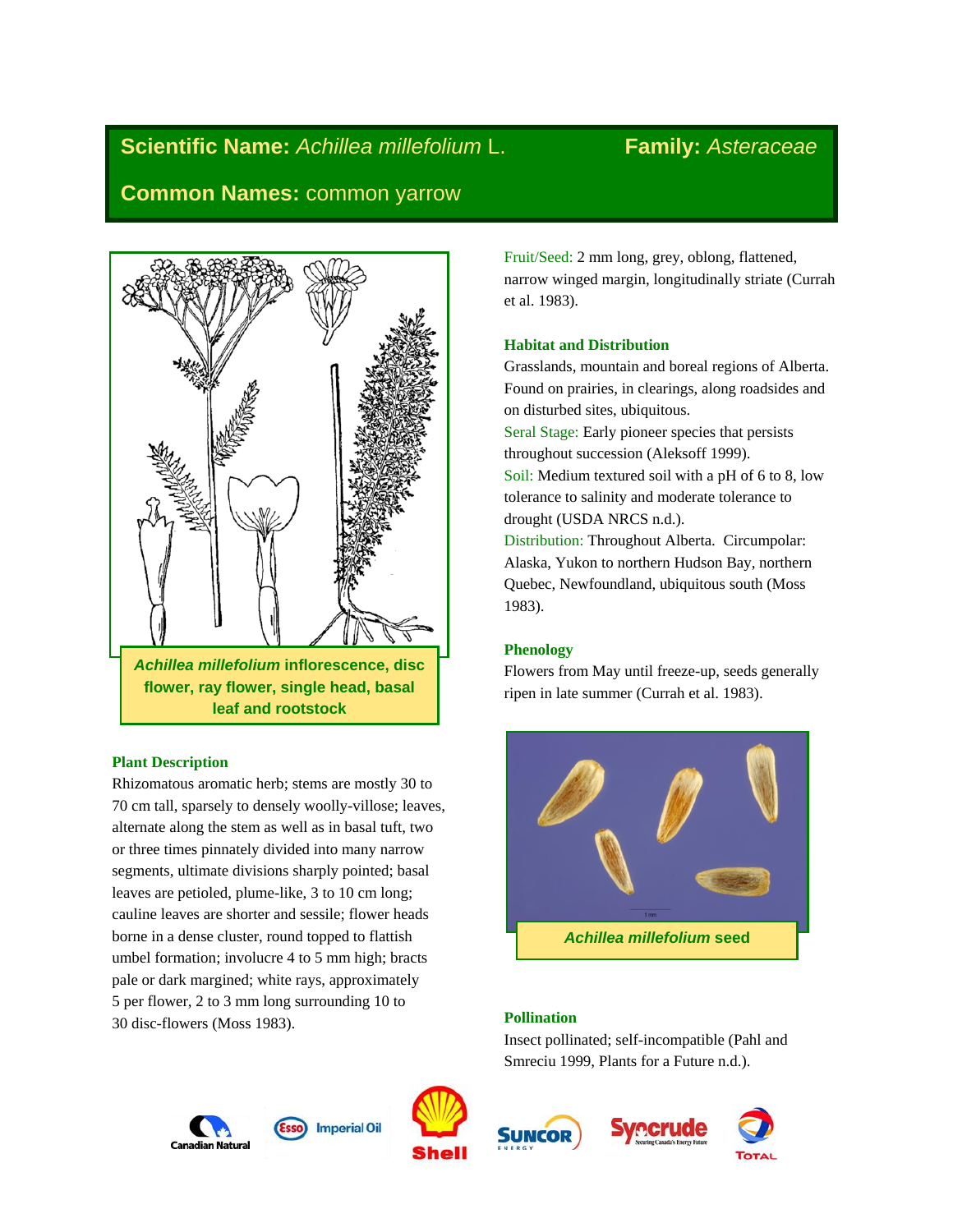**Scientific Name:** *Achillea millefolium* L.

**Family:** *Asteraceae*

**Common Names:** common yarrow

***Achillea millefolium* inflorescence, disc flower, ray flower, single head, basal leaf and rootstock**

### Plant Description

Rhizomatous aromatic herb; stems are mostly 30 to 70 cm tall, sparsely to densely woolly-villose; leaves, alternate along the stem as well as in basal tuft, two or three times pinnately divided into many narrow segments, ultimate divisions sharply pointed; basal leaves are petioled, plume-like, 3 to 10 cm long; cauline leaves are shorter and sessile; flower heads borne in a dense cluster, round topped to flattish umbel formation; involucre 4 to 5 mm high; bracts pale or dark margined; white rays, approximately 5 per flower, 2 to 3 mm long surrounding 10 to 30 disc-flowers (Moss 1983).

Fruit/Seed: 2 mm long, grey, oblong, flattened, narrow winged margin, longitudinally striate (Currah et al. 1983).

### Habitat and Distribution

Grasslands, mountain and boreal regions of Alberta. Found on prairies, in clearings, along roadsides and on disturbed sites, ubiquitous.

Seral Stage: Early pioneer species that persists throughout succession (Aleksoff 1999).

Soil: Medium textured soil with a pH of 6 to 8, low tolerance to salinity and moderate tolerance to drought (USDA NRCS n.d.).

Distribution: Throughout Alberta. Circumpolar: Alaska, Yukon to northern Hudson Bay, northern Quebec, Newfoundland, ubiquitous south (Moss 1983).

### Phenology

Flowers from May until freeze-up, seeds generally ripen in late summer (Currah et al. 1983).

***Achillea millefolium* seed**

### Pollination

Insect pollinated; self-incompatible (Pahl and Smreciu 1999, Plants for a Future n.d.).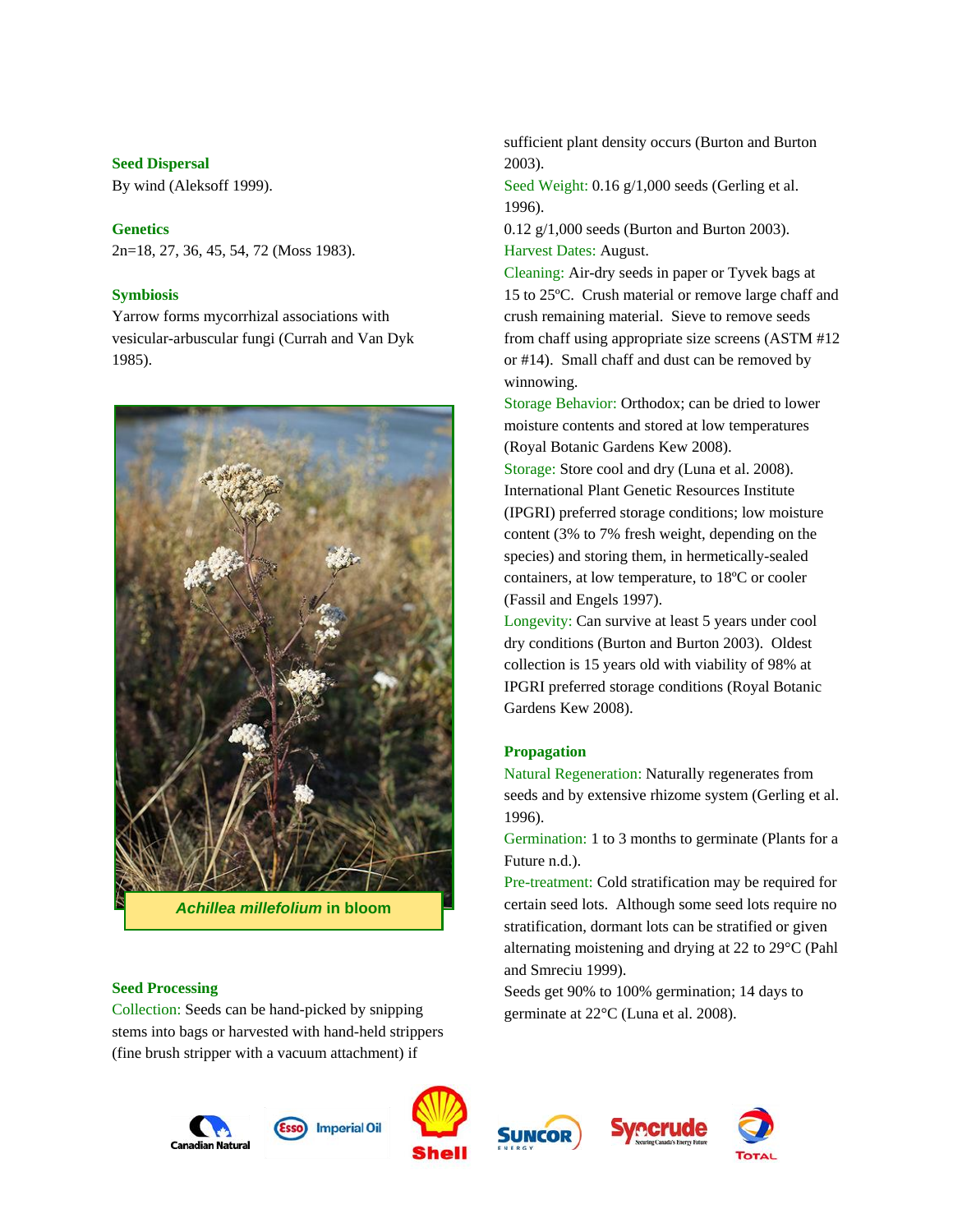### Seed Dispersal

By wind (Aleksoff 1999).

### Genetics

2n=18, 27, 36, 45, 54, 72 (Moss 1983).

### Symbiosis

Yarrow forms mycorrhizal associations with vesicular-arbuscular fungi (Currah and Van Dyk 1985).

***Achillea millefolium*** **in bloom**

### Seed Processing

Collection: Seeds can be hand-picked by snipping stems into bags or harvested with hand-held strippers (fine brush stripper with a vacuum attachment) if sufficient plant density occurs (Burton and Burton 2003).

Seed Weight: 0.16 g/1,000 seeds (Gerling et al. 1996).

0.12 g/1,000 seeds (Burton and Burton 2003).

Harvest Dates: August.

Cleaning: Air-dry seeds in paper or Tyvek bags at 15 to 25ºC. Crush material or remove large chaff and crush remaining material. Sieve to remove seeds from chaff using appropriate size screens (ASTM #12 or #14). Small chaff and dust can be removed by winnowing.

Storage Behavior: Orthodox; can be dried to lower moisture contents and stored at low temperatures (Royal Botanic Gardens Kew 2008).

Storage: Store cool and dry (Luna et al. 2008). International Plant Genetic Resources Institute (IPGRI) preferred storage conditions; low moisture content (3% to 7% fresh weight, depending on the species) and storing them, in hermetically-sealed containers, at low temperature, to 18ºC or cooler (Fassil and Engels 1997).

Longevity: Can survive at least 5 years under cool dry conditions (Burton and Burton 2003). Oldest collection is 15 years old with viability of 98% at IPGRI preferred storage conditions (Royal Botanic Gardens Kew 2008).

### Propagation

Natural Regeneration: Naturally regenerates from seeds and by extensive rhizome system (Gerling et al. 1996).

Germination: 1 to 3 months to germinate (Plants for a Future n.d.).

Pre-treatment: Cold stratification may be required for certain seed lots. Although some seed lots require no stratification, dormant lots can be stratified or given alternating moistening and drying at 22 to 29°C (Pahl and Smreciu 1999).

Seeds get 90% to 100% germination; 14 days to germinate at 22°C (Luna et al. 2008).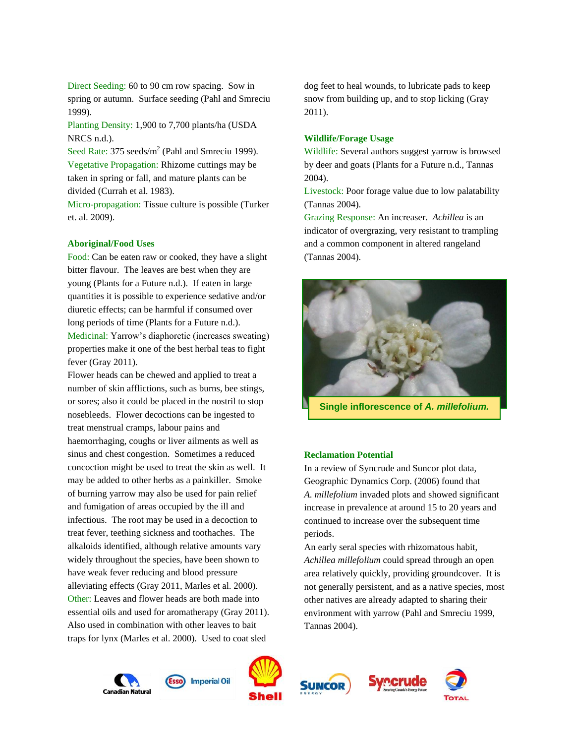Direct Seeding: 60 to 90 cm row spacing. Sow in spring or autumn. Surface seeding (Pahl and Smreciu 1999).

Planting Density: 1,900 to 7,700 plants/ha (USDA NRCS n.d.).

Seed Rate: 375 seeds/$m^2$ (Pahl and Smreciu 1999).

Vegetative Propagation: Rhizome cuttings may be taken in spring or fall, and mature plants can be divided (Currah et al. 1983).

Micro-propagation: Tissue culture is possible (Turker et. al. 2009).

### Aboriginal/Food Uses

Food: Can be eaten raw or cooked, they have a slight bitter flavour. The leaves are best when they are young (Plants for a Future n.d.). If eaten in large quantities it is possible to experience sedative and/or diuretic effects; can be harmful if consumed over long periods of time (Plants for a Future n.d.).

Medicinal: Yarrow's diaphoretic (increases sweating) properties make it one of the best herbal teas to fight fever (Gray 2011).

Flower heads can be chewed and applied to treat a number of skin afflictions, such as burns, bee stings, or sores; also it could be placed in the nostril to stop nosebleeds. Flower decoctions can be ingested to treat menstrual cramps, labour pains and haemorrhaging, coughs or liver ailments as well as sinus and chest congestion. Sometimes a reduced concoction might be used to treat the skin as well. It may be added to other herbs as a painkiller. Smoke of burning yarrow may also be used for pain relief and fumigation of areas occupied by the ill and infectious. The root may be used in a decoction to treat fever, teething sickness and toothaches. The alkaloids identified, although relative amounts vary widely throughout the species, have been shown to have weak fever reducing and blood pressure alleviating effects (Gray 2011, Marles et al. 2000).

Other: Leaves and flower heads are both made into essential oils and used for aromatherapy (Gray 2011). Also used in combination with other leaves to bait traps for lynx (Marles et al. 2000). Used to coat sled dog feet to heal wounds, to lubricate pads to keep snow from building up, and to stop licking (Gray 2011).

### Wildlife/Forage Usage

Wildlife: Several authors suggest yarrow is browsed by deer and goats (Plants for a Future n.d., Tannas 2004).

Livestock: Poor forage value due to low palatability (Tannas 2004).

Grazing Response: An increaser. *Achillea* is an indicator of overgrazing, very resistant to trampling and a common component in altered rangeland (Tannas 2004).

**Single inflorescence of *A. millefolium.***

### Reclamation Potential

In a review of Syncrude and Suncor plot data, Geographic Dynamics Corp. (2006) found that *A. millefolium* invaded plots and showed significant increase in prevalence at around 15 to 20 years and continued to increase over the subsequent time periods.

An early seral species with rhizomatous habit, *Achillea millefolium* could spread through an open area relatively quickly, providing groundcover. It is not generally persistent, and as a native species, most other natives are already adapted to sharing their environment with yarrow (Pahl and Smreciu 1999, Tannas 2004).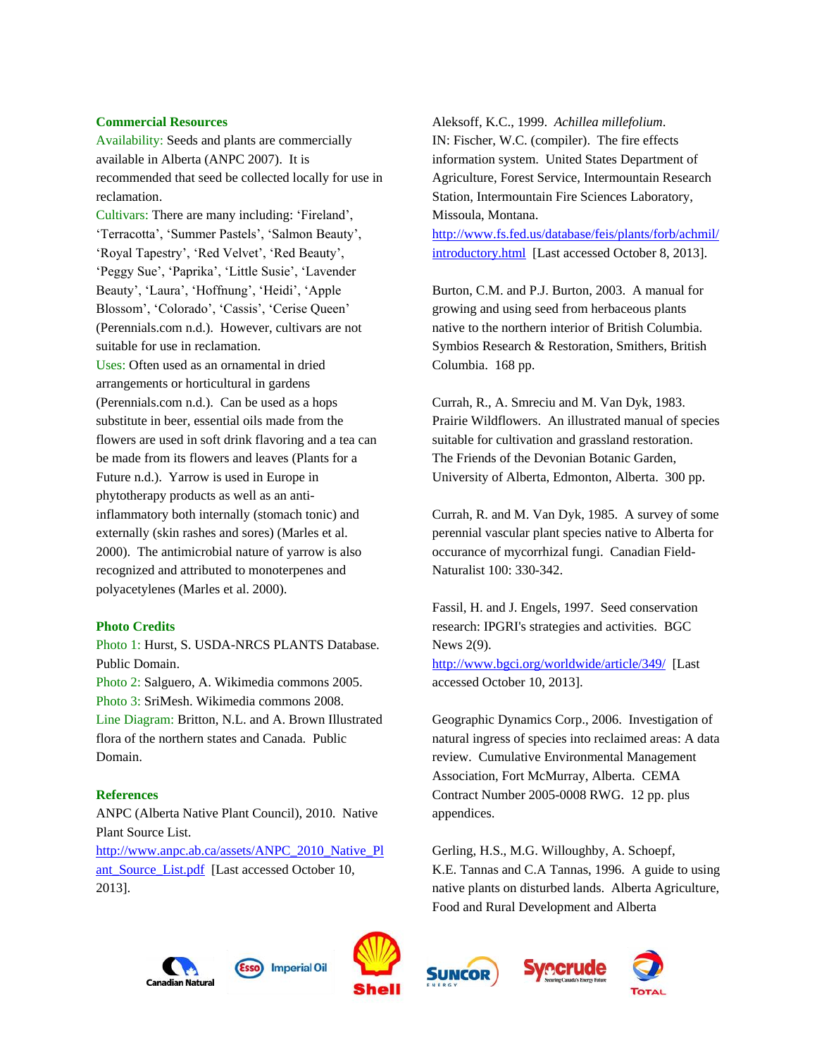## Commercial Resources

Availability: Seeds and plants are commercially available in Alberta (ANPC 2007). It is recommended that seed be collected locally for use in reclamation.

Cultivars: There are many including: 'Fireland', 'Terracotta', 'Summer Pastels', 'Salmon Beauty', 'Royal Tapestry', 'Red Velvet', 'Red Beauty', 'Peggy Sue', 'Paprika', 'Little Susie', 'Lavender Beauty', 'Laura', 'Hoffnung', 'Heidi', 'Apple Blossom', 'Colorado', 'Cassis', 'Cerise Queen' (Perennials.com n.d.). However, cultivars are not suitable for use in reclamation.

Uses: Often used as an ornamental in dried arrangements or horticultural in gardens (Perennials.com n.d.). Can be used as a hops substitute in beer, essential oils made from the flowers are used in soft drink flavoring and a tea can be made from its flowers and leaves (Plants for a Future n.d.). Yarrow is used in Europe in phytotherapy products as well as an anti-inflammatory both internally (stomach tonic) and externally (skin rashes and sores) (Marles et al. 2000). The antimicrobial nature of yarrow is also recognized and attributed to monoterpenes and polyacetylenes (Marles et al. 2000).

## Photo Credits

Photo 1: Hurst, S. USDA-NRCS PLANTS Database. Public Domain.

Photo 2: Salguero, A. Wikimedia commons 2005.

Photo 3: SriMesh. Wikimedia commons 2008.

Line Diagram: Britton, N.L. and A. Brown Illustrated flora of the northern states and Canada. Public Domain.

## References

ANPC (Alberta Native Plant Council), 2010. Native Plant Source List. http://www.anpc.ab.ca/assets/ANPC_2010_Native_Plant_Source_List.pdf [Last accessed October 10, 2013].

Aleksoff, K.C., 1999. *Achillea millefolium*. IN: Fischer, W.C. (compiler). The fire effects information system. United States Department of Agriculture, Forest Service, Intermountain Research Station, Intermountain Fire Sciences Laboratory, Missoula, Montana. http://www.fs.fed.us/database/feis/plants/forb/achmil/introductory.html [Last accessed October 8, 2013].

Burton, C.M. and P.J. Burton, 2003. A manual for growing and using seed from herbaceous plants native to the northern interior of British Columbia. Symbios Research & Restoration, Smithers, British Columbia. 168 pp.

Currah, R., A. Smreciu and M. Van Dyk, 1983. Prairie Wildflowers. An illustrated manual of species suitable for cultivation and grassland restoration. The Friends of the Devonian Botanic Garden, University of Alberta, Edmonton, Alberta. 300 pp.

Currah, R. and M. Van Dyk, 1985. A survey of some perennial vascular plant species native to Alberta for occurance of mycorrhizal fungi. Canadian Field-Naturalist 100: 330-342.

Fassil, H. and J. Engels, 1997. Seed conservation research: IPGRI's strategies and activities. BGC News 2(9). http://www.bgci.org/worldwide/article/349/ [Last accessed October 10, 2013].

Geographic Dynamics Corp., 2006. Investigation of natural ingress of species into reclaimed areas: A data review. Cumulative Environmental Management Association, Fort McMurray, Alberta. CEMA Contract Number 2005-0008 RWG. 12 pp. plus appendices.

Gerling, H.S., M.G. Willoughby, A. Schoepf, K.E. Tannas and C.A Tannas, 1996. A guide to using native plants on disturbed lands. Alberta Agriculture, Food and Rural Development and Alberta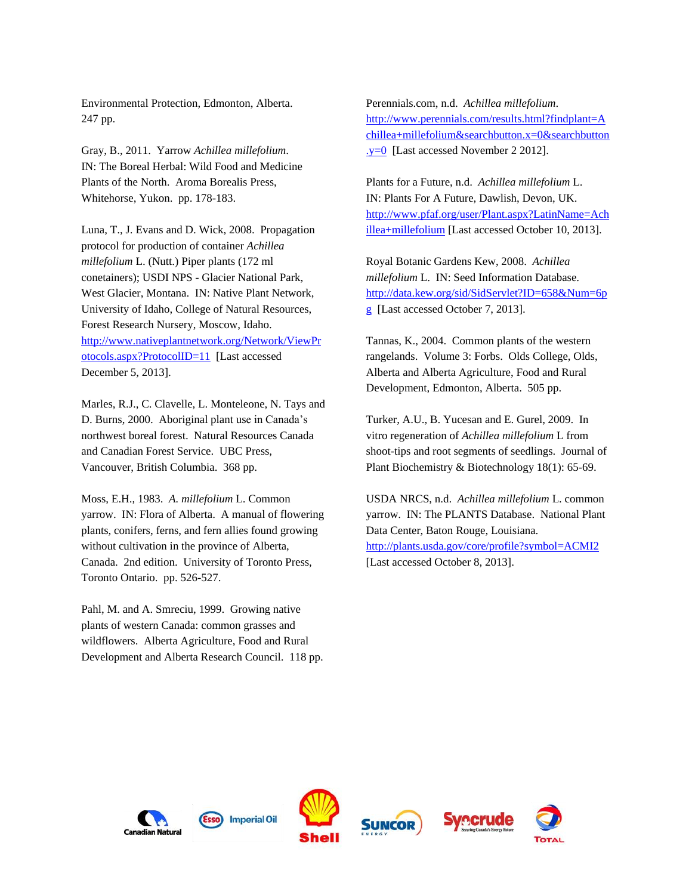Environmental Protection, Edmonton, Alberta. 247 pp.

Gray, B., 2011. Yarrow *Achillea millefolium*. IN: The Boreal Herbal: Wild Food and Medicine Plants of the North. Aroma Borealis Press, Whitehorse, Yukon. pp. 178-183.

Luna, T., J. Evans and D. Wick, 2008. Propagation protocol for production of container *Achillea millefolium* L. (Nutt.) Piper plants (172 ml conetainers); USDI NPS - Glacier National Park, West Glacier, Montana. IN: Native Plant Network, University of Idaho, College of Natural Resources, Forest Research Nursery, Moscow, Idaho. [http://www.nativeplantnetwork.org/Network/ViewProtocols.aspx?ProtocolID=11](http://www.nativeplantnetwork.org/Network/ViewProtocols.aspx?ProtocolID=11) [Last accessed December 5, 2013].

Marles, R.J., C. Clavelle, L. Monteleone, N. Tays and D. Burns, 2000. Aboriginal plant use in Canada's northwest boreal forest. Natural Resources Canada and Canadian Forest Service. UBC Press, Vancouver, British Columbia. 368 pp.

Moss, E.H., 1983. *A. millefolium* L. Common yarrow. IN: Flora of Alberta. A manual of flowering plants, conifers, ferns, and fern allies found growing without cultivation in the province of Alberta, Canada. 2nd edition. University of Toronto Press, Toronto Ontario. pp. 526-527.

Pahl, M. and A. Smreciu, 1999. Growing native plants of western Canada: common grasses and wildflowers. Alberta Agriculture, Food and Rural Development and Alberta Research Council. 118 pp.

Perennials.com, n.d. *Achillea millefolium*. [http://www.perennials.com/results.html?findplant=Achillea+millefolium&searchbutton.x=0&searchbutton.y=0](http://www.perennials.com/results.html?findplant=Achillea+millefolium&searchbutton.x=0&searchbutton.y=0) [Last accessed November 2 2012].

Plants for a Future, n.d. *Achillea millefolium* L. IN: Plants For A Future, Dawlish, Devon, UK. [http://www.pfaf.org/user/Plant.aspx?LatinName=Achillea+millefolium](http://www.pfaf.org/user/Plant.aspx?LatinName=Achillea+millefolium) [Last accessed October 10, 2013].

Royal Botanic Gardens Kew, 2008. *Achillea millefolium* L. IN: Seed Information Database. [http://data.kew.org/sid/SidServlet?ID=658&Num=6pg](http://data.kew.org/sid/SidServlet?ID=658&Num=6pg) [Last accessed October 7, 2013].

Tannas, K., 2004. Common plants of the western rangelands. Volume 3: Forbs. Olds College, Olds, Alberta and Alberta Agriculture, Food and Rural Development, Edmonton, Alberta. 505 pp.

Turker, A.U., B. Yucesan and E. Gurel, 2009. In vitro regeneration of *Achillea millefolium* L from shoot-tips and root segments of seedlings. Journal of Plant Biochemistry & Biotechnology 18(1): 65-69.

USDA NRCS, n.d. *Achillea millefolium* L. common yarrow. IN: The PLANTS Database. National Plant Data Center, Baton Rouge, Louisiana. [http://plants.usda.gov/core/profile?symbol=ACMI2](http://plants.usda.gov/core/profile?symbol=ACMI2) [Last accessed October 8, 2013].

Canadian Natural · Esso Imperial Oil · Shell · Suncor Energy · Syncrude · Total